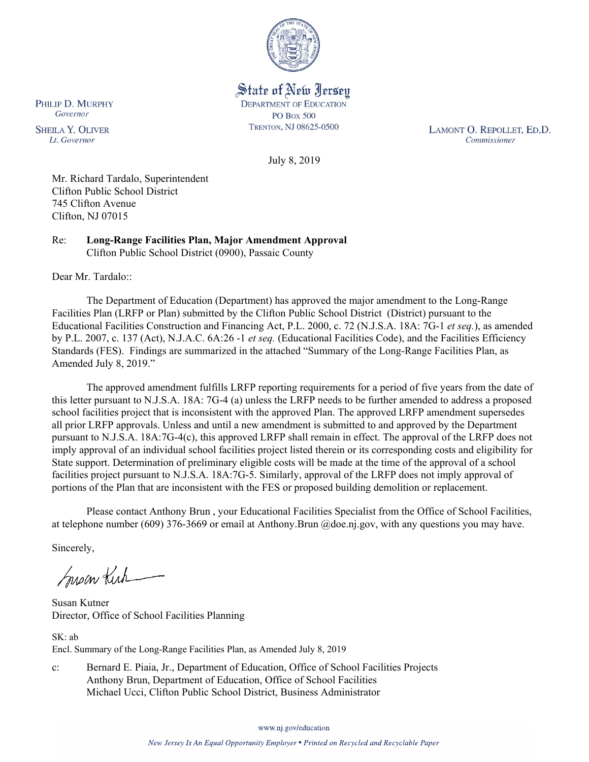State of New Jersey
DEPARTMENT OF EDUCATION
PO Box 500
TRENTON, NJ 08625-0500

PHILIP D. MURPHY
*Governor*

SHEILA Y. OLIVER
*Lt. Governor*

LAMONT O. REPOLLET, ED.D.
*Commissioner*

July 8, 2019

Mr. Richard Tardalo, Superintendent
Clifton Public School District
745 Clifton Avenue
Clifton, NJ 07015

Re: **Long-Range Facilities Plan, Major Amendment Approval**
Clifton Public School District (0900), Passaic County

Dear Mr. Tardalo::

The Department of Education (Department) has approved the major amendment to the Long-Range Facilities Plan (LRFP or Plan) submitted by the Clifton Public School District (District) pursuant to the Educational Facilities Construction and Financing Act, P.L. 2000, c. 72 (N.J.S.A. 18A: 7G-1 *et seq.*), as amended by P.L. 2007, c. 137 (Act), N.J.A.C. 6A:26 -1 *et seq.* (Educational Facilities Code), and the Facilities Efficiency Standards (FES). Findings are summarized in the attached "Summary of the Long-Range Facilities Plan, as Amended July 8, 2019."

The approved amendment fulfills LRFP reporting requirements for a period of five years from the date of this letter pursuant to N.J.S.A. 18A: 7G-4 (a) unless the LRFP needs to be further amended to address a proposed school facilities project that is inconsistent with the approved Plan. The approved LRFP amendment supersedes all prior LRFP approvals. Unless and until a new amendment is submitted to and approved by the Department pursuant to N.J.S.A. 18A:7G-4(c), this approved LRFP shall remain in effect. The approval of the LRFP does not imply approval of an individual school facilities project listed therein or its corresponding costs and eligibility for State support. Determination of preliminary eligible costs will be made at the time of the approval of a school facilities project pursuant to N.J.S.A. 18A:7G-5. Similarly, approval of the LRFP does not imply approval of portions of the Plan that are inconsistent with the FES or proposed building demolition or replacement.

Please contact Anthony Brun , your Educational Facilities Specialist from the Office of School Facilities, at telephone number (609) 376-3669 or email at Anthony.Brun @doe.nj.gov, with any questions you may have.

Sincerely,

Susan Kutner
Director, Office of School Facilities Planning

SK: ab
Encl. Summary of the Long-Range Facilities Plan, as Amended July 8, 2019

c: Bernard E. Piaia, Jr., Department of Education, Office of School Facilities Projects
Anthony Brun, Department of Education, Office of School Facilities
Michael Ucci, Clifton Public School District, Business Administrator

www.nj.gov/education

*New Jersey Is An Equal Opportunity Employer • Printed on Recycled and Recyclable Paper*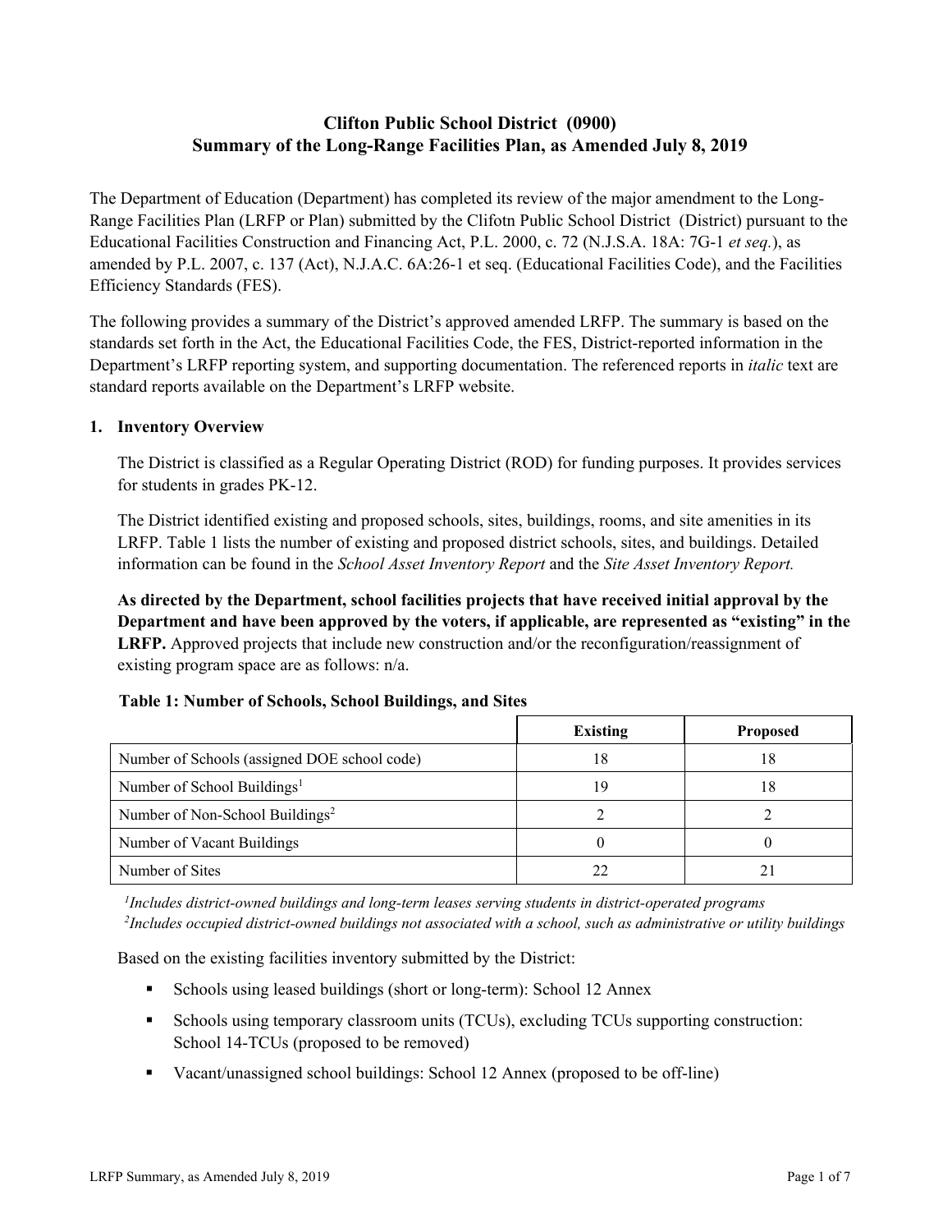# Clifton Public School District (0900)
## Summary of the Long-Range Facilities Plan, as Amended July 8, 2019

The Department of Education (Department) has completed its review of the major amendment to the Long-Range Facilities Plan (LRFP or Plan) submitted by the Clifotn Public School District (District) pursuant to the Educational Facilities Construction and Financing Act, P.L. 2000, c. 72 (N.J.S.A. 18A: 7G-1 *et seq.*), as amended by P.L. 2007, c. 137 (Act), N.J.A.C. 6A:26-1 et seq. (Educational Facilities Code), and the Facilities Efficiency Standards (FES).

The following provides a summary of the District's approved amended LRFP. The summary is based on the standards set forth in the Act, the Educational Facilities Code, the FES, District-reported information in the Department's LRFP reporting system, and supporting documentation. The referenced reports in *italic* text are standard reports available on the Department's LRFP website.

### 1. Inventory Overview

The District is classified as a Regular Operating District (ROD) for funding purposes. It provides services for students in grades PK-12.

The District identified existing and proposed schools, sites, buildings, rooms, and site amenities in its LRFP. Table 1 lists the number of existing and proposed district schools, sites, and buildings. Detailed information can be found in the *School Asset Inventory Report* and the *Site Asset Inventory Report.*

**As directed by the Department, school facilities projects that have received initial approval by the Department and have been approved by the voters, if applicable, are represented as "existing" in the LRFP.** Approved projects that include new construction and/or the reconfiguration/reassignment of existing program space are as follows: n/a.

**Table 1: Number of Schools, School Buildings, and Sites**

| | Existing | Proposed |
|---|---|---|
| Number of Schools (assigned DOE school code) | 18 | 18 |
| Number of School Buildings[1] | 19 | 18 |
| Number of Non-School Buildings[2] | 2 | 2 |
| Number of Vacant Buildings | 0 | 0 |
| Number of Sites | 22 | 21 |

[1] *Includes district-owned buildings and long-term leases serving students in district-operated programs*
[2] *Includes occupied district-owned buildings not associated with a school, such as administrative or utility buildings*

Based on the existing facilities inventory submitted by the District:

- Schools using leased buildings (short or long-term): School 12 Annex
- Schools using temporary classroom units (TCUs), excluding TCUs supporting construction: School 14-TCUs (proposed to be removed)
- Vacant/unassigned school buildings: School 12 Annex (proposed to be off-line)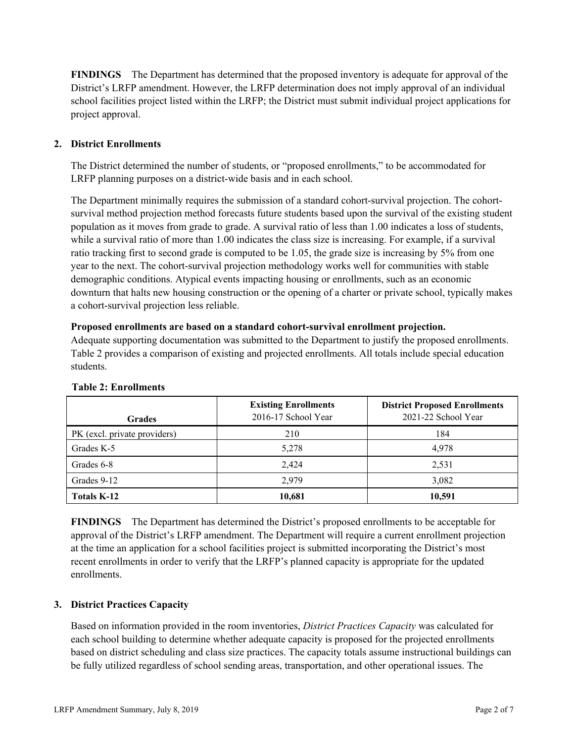**FINDINGS** The Department has determined that the proposed inventory is adequate for approval of the District's LRFP amendment. However, the LRFP determination does not imply approval of an individual school facilities project listed within the LRFP; the District must submit individual project applications for project approval.

## 2. District Enrollments

The District determined the number of students, or "proposed enrollments," to be accommodated for LRFP planning purposes on a district-wide basis and in each school.

The Department minimally requires the submission of a standard cohort-survival projection. The cohort-survival method projection method forecasts future students based upon the survival of the existing student population as it moves from grade to grade. A survival ratio of less than 1.00 indicates a loss of students, while a survival ratio of more than 1.00 indicates the class size is increasing. For example, if a survival ratio tracking first to second grade is computed to be 1.05, the grade size is increasing by 5% from one year to the next. The cohort-survival projection methodology works well for communities with stable demographic conditions. Atypical events impacting housing or enrollments, such as an economic downturn that halts new housing construction or the opening of a charter or private school, typically makes a cohort-survival projection less reliable.

**Proposed enrollments are based on a standard cohort-survival enrollment projection.**
Adequate supporting documentation was submitted to the Department to justify the proposed enrollments. Table 2 provides a comparison of existing and projected enrollments. All totals include special education students.

**Table 2: Enrollments**

| Grades | Existing Enrollments 2016-17 School Year | District Proposed Enrollments 2021-22 School Year |
|---|---|---|
| PK (excl. private providers) | 210 | 184 |
| Grades K-5 | 5,278 | 4,978 |
| Grades 6-8 | 2,424 | 2,531 |
| Grades 9-12 | 2,979 | 3,082 |
| **Totals K-12** | **10,681** | **10,591** |

**FINDINGS** The Department has determined the District's proposed enrollments to be acceptable for approval of the District's LRFP amendment. The Department will require a current enrollment projection at the time an application for a school facilities project is submitted incorporating the District's most recent enrollments in order to verify that the LRFP's planned capacity is appropriate for the updated enrollments.

## 3. District Practices Capacity

Based on information provided in the room inventories, *District Practices Capacity* was calculated for each school building to determine whether adequate capacity is proposed for the projected enrollments based on district scheduling and class size practices. The capacity totals assume instructional buildings can be fully utilized regardless of school sending areas, transportation, and other operational issues. The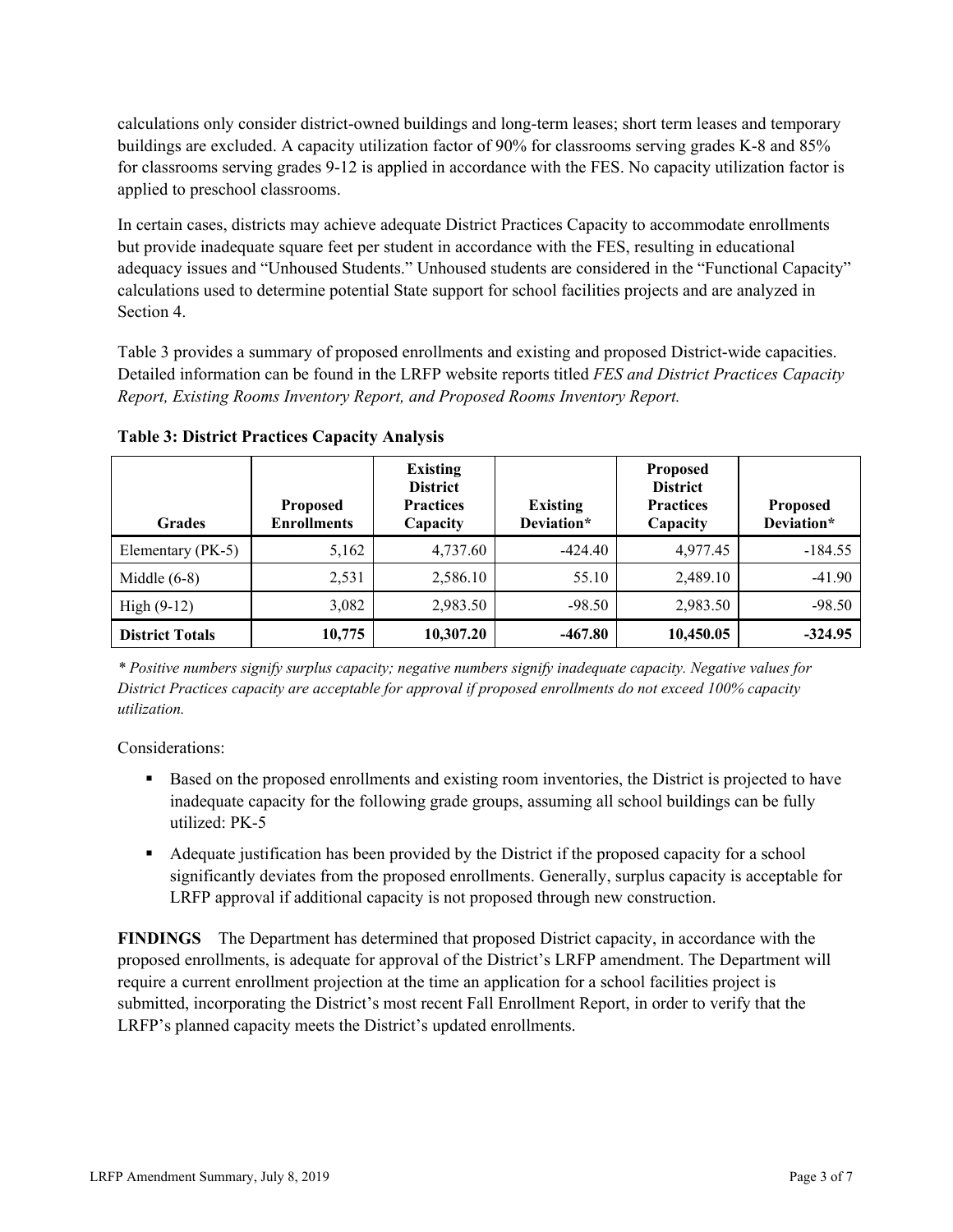calculations only consider district-owned buildings and long-term leases; short term leases and temporary buildings are excluded. A capacity utilization factor of 90% for classrooms serving grades K-8 and 85% for classrooms serving grades 9-12 is applied in accordance with the FES. No capacity utilization factor is applied to preschool classrooms.

In certain cases, districts may achieve adequate District Practices Capacity to accommodate enrollments but provide inadequate square feet per student in accordance with the FES, resulting in educational adequacy issues and "Unhoused Students." Unhoused students are considered in the "Functional Capacity" calculations used to determine potential State support for school facilities projects and are analyzed in Section 4.

Table 3 provides a summary of proposed enrollments and existing and proposed District-wide capacities. Detailed information can be found in the LRFP website reports titled *FES and District Practices Capacity Report, Existing Rooms Inventory Report, and Proposed Rooms Inventory Report.*

**Table 3: District Practices Capacity Analysis**

| Grades | Proposed Enrollments | Existing District Practices Capacity | Existing Deviation* | Proposed District Practices Capacity | Proposed Deviation* |
|---|---|---|---|---|---|
| Elementary (PK-5) | 5,162 | 4,737.60 | -424.40 | 4,977.45 | -184.55 |
| Middle (6-8) | 2,531 | 2,586.10 | 55.10 | 2,489.10 | -41.90 |
| High (9-12) | 3,082 | 2,983.50 | -98.50 | 2,983.50 | -98.50 |
| **District Totals** | **10,775** | **10,307.20** | **-467.80** | **10,450.05** | **-324.95** |

*\* Positive numbers signify surplus capacity; negative numbers signify inadequate capacity. Negative values for District Practices capacity are acceptable for approval if proposed enrollments do not exceed 100% capacity utilization.*

Considerations:

- Based on the proposed enrollments and existing room inventories, the District is projected to have inadequate capacity for the following grade groups, assuming all school buildings can be fully utilized: PK-5
- Adequate justification has been provided by the District if the proposed capacity for a school significantly deviates from the proposed enrollments. Generally, surplus capacity is acceptable for LRFP approval if additional capacity is not proposed through new construction.

**FINDINGS** The Department has determined that proposed District capacity, in accordance with the proposed enrollments, is adequate for approval of the District's LRFP amendment. The Department will require a current enrollment projection at the time an application for a school facilities project is submitted, incorporating the District's most recent Fall Enrollment Report, in order to verify that the LRFP's planned capacity meets the District's updated enrollments.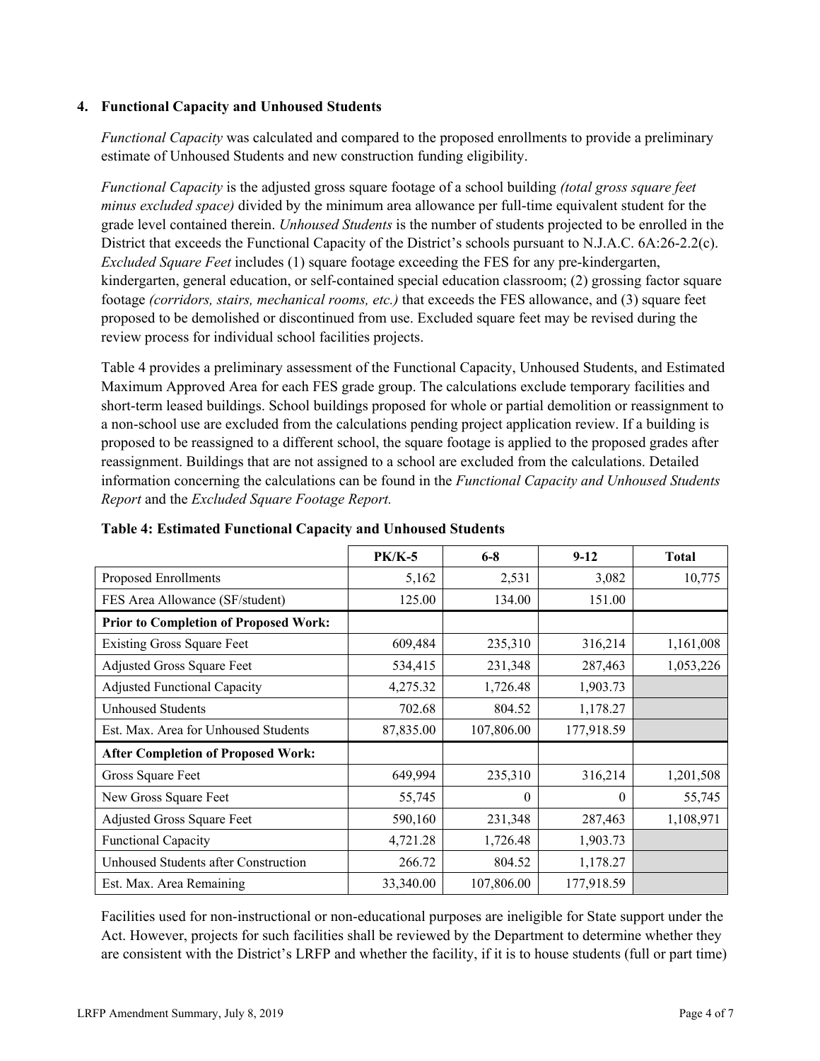### 4. Functional Capacity and Unhoused Students

*Functional Capacity* was calculated and compared to the proposed enrollments to provide a preliminary estimate of Unhoused Students and new construction funding eligibility.

*Functional Capacity* is the adjusted gross square footage of a school building *(total gross square feet minus excluded space)* divided by the minimum area allowance per full-time equivalent student for the grade level contained therein. *Unhoused Students* is the number of students projected to be enrolled in the District that exceeds the Functional Capacity of the District's schools pursuant to N.J.A.C. 6A:26-2.2(c). *Excluded Square Feet* includes (1) square footage exceeding the FES for any pre-kindergarten, kindergarten, general education, or self-contained special education classroom; (2) grossing factor square footage *(corridors, stairs, mechanical rooms, etc.)* that exceeds the FES allowance, and (3) square feet proposed to be demolished or discontinued from use. Excluded square feet may be revised during the review process for individual school facilities projects.

Table 4 provides a preliminary assessment of the Functional Capacity, Unhoused Students, and Estimated Maximum Approved Area for each FES grade group. The calculations exclude temporary facilities and short-term leased buildings. School buildings proposed for whole or partial demolition or reassignment to a non-school use are excluded from the calculations pending project application review. If a building is proposed to be reassigned to a different school, the square footage is applied to the proposed grades after reassignment. Buildings that are not assigned to a school are excluded from the calculations. Detailed information concerning the calculations can be found in the *Functional Capacity and Unhoused Students Report* and the *Excluded Square Footage Report.*

**Table 4: Estimated Functional Capacity and Unhoused Students**

| | PK/K-5 | 6-8 | 9-12 | Total |
|---|---|---|---|---|
| Proposed Enrollments | 5,162 | 2,531 | 3,082 | 10,775 |
| FES Area Allowance (SF/student) | 125.00 | 134.00 | 151.00 | |
| **Prior to Completion of Proposed Work:** | | | | |
| Existing Gross Square Feet | 609,484 | 235,310 | 316,214 | 1,161,008 |
| Adjusted Gross Square Feet | 534,415 | 231,348 | 287,463 | 1,053,226 |
| Adjusted Functional Capacity | 4,275.32 | 1,726.48 | 1,903.73 | |
| Unhoused Students | 702.68 | 804.52 | 1,178.27 | |
| Est. Max. Area for Unhoused Students | 87,835.00 | 107,806.00 | 177,918.59 | |
| **After Completion of Proposed Work:** | | | | |
| Gross Square Feet | 649,994 | 235,310 | 316,214 | 1,201,508 |
| New Gross Square Feet | 55,745 | 0 | 0 | 55,745 |
| Adjusted Gross Square Feet | 590,160 | 231,348 | 287,463 | 1,108,971 |
| Functional Capacity | 4,721.28 | 1,726.48 | 1,903.73 | |
| Unhoused Students after Construction | 266.72 | 804.52 | 1,178.27 | |
| Est. Max. Area Remaining | 33,340.00 | 107,806.00 | 177,918.59 | |

Facilities used for non-instructional or non-educational purposes are ineligible for State support under the Act. However, projects for such facilities shall be reviewed by the Department to determine whether they are consistent with the District's LRFP and whether the facility, if it is to house students (full or part time)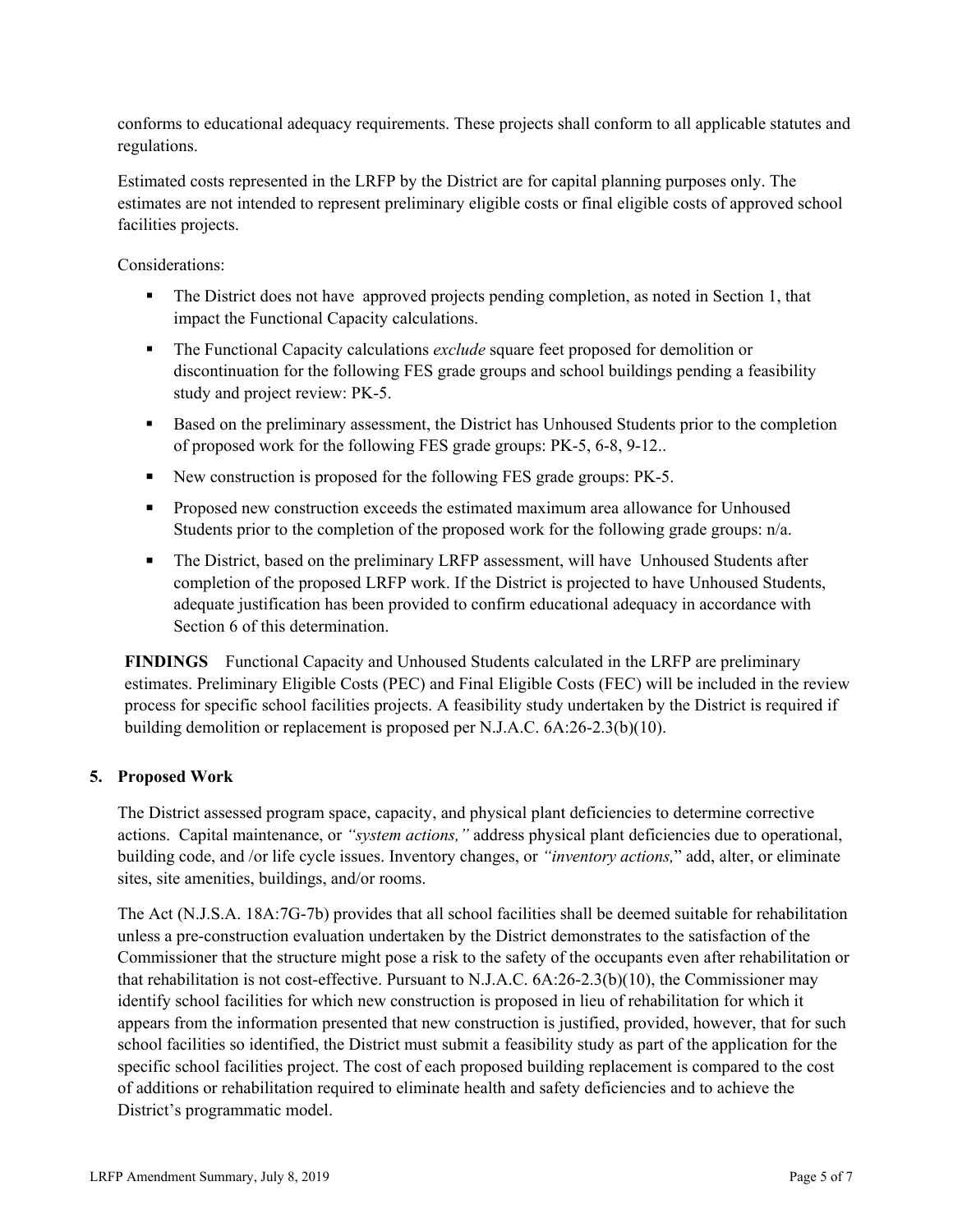conforms to educational adequacy requirements. These projects shall conform to all applicable statutes and regulations.

Estimated costs represented in the LRFP by the District are for capital planning purposes only. The estimates are not intended to represent preliminary eligible costs or final eligible costs of approved school facilities projects.

Considerations:

- The District does not have approved projects pending completion, as noted in Section 1, that impact the Functional Capacity calculations.
- The Functional Capacity calculations *exclude* square feet proposed for demolition or discontinuation for the following FES grade groups and school buildings pending a feasibility study and project review: PK-5.
- Based on the preliminary assessment, the District has Unhoused Students prior to the completion of proposed work for the following FES grade groups: PK-5, 6-8, 9-12..
- New construction is proposed for the following FES grade groups: PK-5.
- Proposed new construction exceeds the estimated maximum area allowance for Unhoused Students prior to the completion of the proposed work for the following grade groups: n/a.
- The District, based on the preliminary LRFP assessment, will have Unhoused Students after completion of the proposed LRFP work. If the District is projected to have Unhoused Students, adequate justification has been provided to confirm educational adequacy in accordance with Section 6 of this determination.

**FINDINGS** Functional Capacity and Unhoused Students calculated in the LRFP are preliminary estimates. Preliminary Eligible Costs (PEC) and Final Eligible Costs (FEC) will be included in the review process for specific school facilities projects. A feasibility study undertaken by the District is required if building demolition or replacement is proposed per N.J.A.C. 6A:26-2.3(b)(10).

## 5. Proposed Work

The District assessed program space, capacity, and physical plant deficiencies to determine corrective actions. Capital maintenance, or *"system actions,"* address physical plant deficiencies due to operational, building code, and /or life cycle issues. Inventory changes, or *"inventory actions,"* add, alter, or eliminate sites, site amenities, buildings, and/or rooms.

The Act (N.J.S.A. 18A:7G-7b) provides that all school facilities shall be deemed suitable for rehabilitation unless a pre-construction evaluation undertaken by the District demonstrates to the satisfaction of the Commissioner that the structure might pose a risk to the safety of the occupants even after rehabilitation or that rehabilitation is not cost-effective. Pursuant to N.J.A.C. 6A:26-2.3(b)(10), the Commissioner may identify school facilities for which new construction is proposed in lieu of rehabilitation for which it appears from the information presented that new construction is justified, provided, however, that for such school facilities so identified, the District must submit a feasibility study as part of the application for the specific school facilities project. The cost of each proposed building replacement is compared to the cost of additions or rehabilitation required to eliminate health and safety deficiencies and to achieve the District's programmatic model.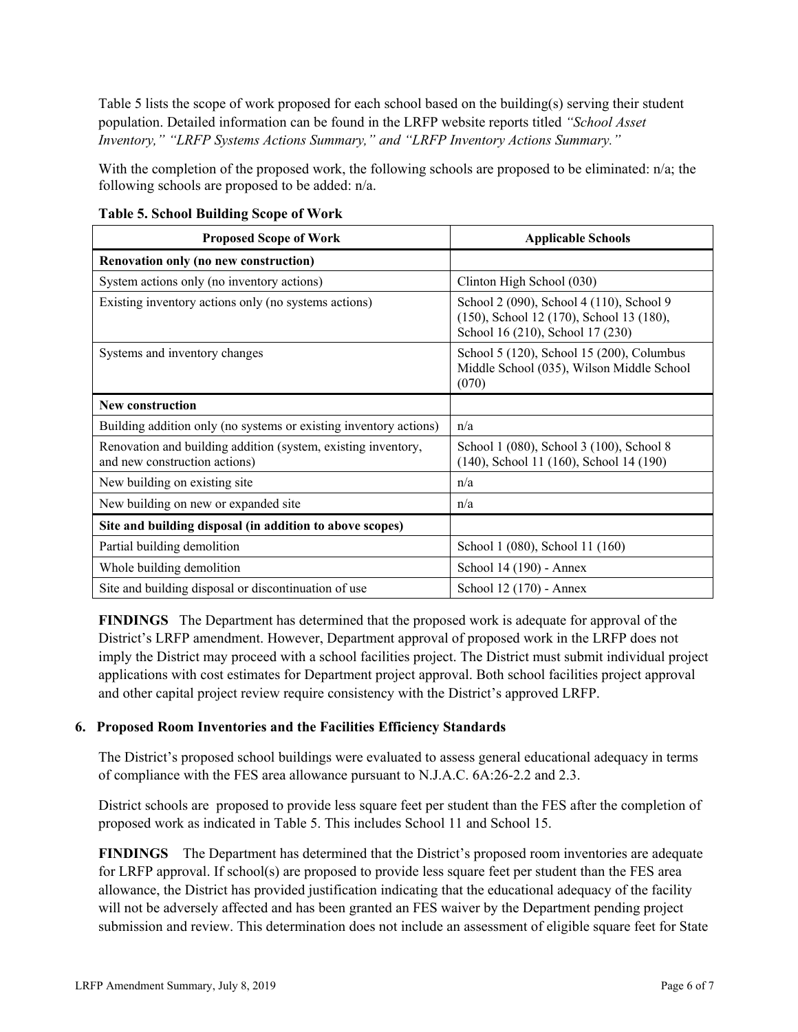Table 5 lists the scope of work proposed for each school based on the building(s) serving their student population. Detailed information can be found in the LRFP website reports titled *"School Asset Inventory," "LRFP Systems Actions Summary," and "LRFP Inventory Actions Summary."*

With the completion of the proposed work, the following schools are proposed to be eliminated: n/a; the following schools are proposed to be added: n/a.

**Table 5. School Building Scope of Work**

| Proposed Scope of Work | Applicable Schools |
|---|---|
| **Renovation only (no new construction)** | |
| System actions only (no inventory actions) | Clinton High School (030) |
| Existing inventory actions only (no systems actions) | School 2 (090), School 4 (110), School 9 (150), School 12 (170), School 13 (180), School 16 (210), School 17 (230) |
| Systems and inventory changes | School 5 (120), School 15 (200), Columbus Middle School (035), Wilson Middle School (070) |
| **New construction** | |
| Building addition only (no systems or existing inventory actions) | n/a |
| Renovation and building addition (system, existing inventory, and new construction actions) | School 1 (080), School 3 (100), School 8 (140), School 11 (160), School 14 (190) |
| New building on existing site | n/a |
| New building on new or expanded site | n/a |
| **Site and building disposal (in addition to above scopes)** | |
| Partial building demolition | School 1 (080), School 11 (160) |
| Whole building demolition | School 14 (190) - Annex |
| Site and building disposal or discontinuation of use | School 12 (170) - Annex |

**FINDINGS** The Department has determined that the proposed work is adequate for approval of the District's LRFP amendment. However, Department approval of proposed work in the LRFP does not imply the District may proceed with a school facilities project. The District must submit individual project applications with cost estimates for Department project approval. Both school facilities project approval and other capital project review require consistency with the District's approved LRFP.

## 6. Proposed Room Inventories and the Facilities Efficiency Standards

The District's proposed school buildings were evaluated to assess general educational adequacy in terms of compliance with the FES area allowance pursuant to N.J.A.C. 6A:26-2.2 and 2.3.

District schools are proposed to provide less square feet per student than the FES after the completion of proposed work as indicated in Table 5. This includes School 11 and School 15.

**FINDINGS** The Department has determined that the District's proposed room inventories are adequate for LRFP approval. If school(s) are proposed to provide less square feet per student than the FES area allowance, the District has provided justification indicating that the educational adequacy of the facility will not be adversely affected and has been granted an FES waiver by the Department pending project submission and review. This determination does not include an assessment of eligible square feet for State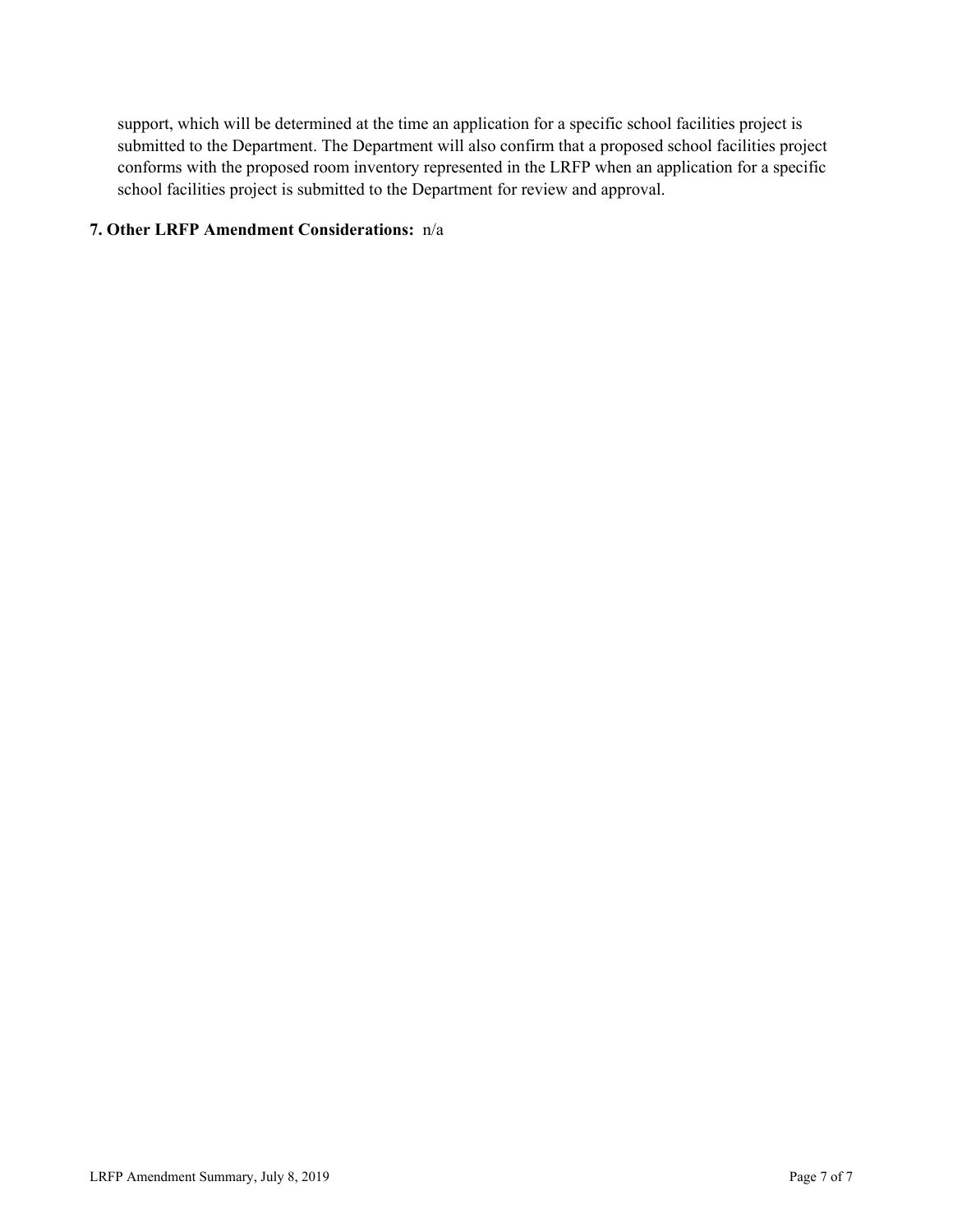support, which will be determined at the time an application for a specific school facilities project is submitted to the Department. The Department will also confirm that a proposed school facilities project conforms with the proposed room inventory represented in the LRFP when an application for a specific school facilities project is submitted to the Department for review and approval.

**7. Other LRFP Amendment Considerations:** n/a